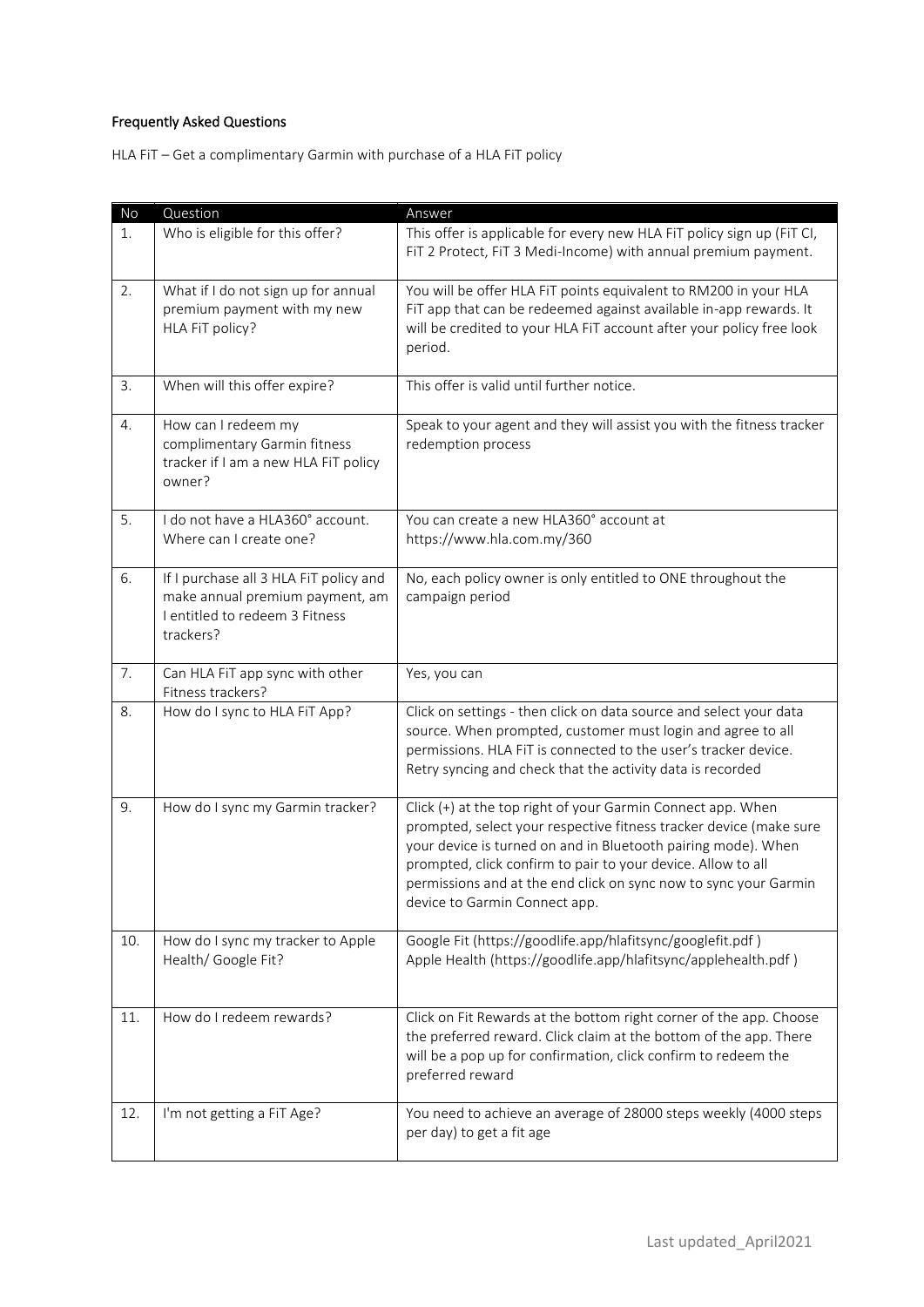**Frequently Asked Questions**

HLA FiT – Get a complimentary Garmin with purchase of a HLA FiT policy

| No | Question | Answer |
|---|---|---|
| 1. | Who is eligible for this offer? | This offer is applicable for every new HLA FiT policy sign up (FiT CI, FiT 2 Protect, FiT 3 Medi-Income) with annual premium payment. |
| 2. | What if I do not sign up for annual premium payment with my new HLA FiT policy? | You will be offer HLA FiT points equivalent to RM200 in your HLA FiT app that can be redeemed against available in-app rewards. It will be credited to your HLA FiT account after your policy free look period. |
| 3. | When will this offer expire? | This offer is valid until further notice. |
| 4. | How can I redeem my complimentary Garmin fitness tracker if I am a new HLA FiT policy owner? | Speak to your agent and they will assist you with the fitness tracker redemption process |
| 5. | I do not have a HLA360° account. Where can I create one? | You can create a new HLA360° account at https://www.hla.com.my/360 |
| 6. | If I purchase all 3 HLA FiT policy and make annual premium payment, am I entitled to redeem 3 Fitness trackers? | No, each policy owner is only entitled to ONE throughout the campaign period |
| 7. | Can HLA FiT app sync with other Fitness trackers? | Yes, you can |
| 8. | How do I sync to HLA FiT App? | Click on settings - then click on data source and select your data source. When prompted, customer must login and agree to all permissions. HLA FiT is connected to the user's tracker device. Retry syncing and check that the activity data is recorded |
| 9. | How do I sync my Garmin tracker? | Click (+) at the top right of your Garmin Connect app. When prompted, select your respective fitness tracker device (make sure your device is turned on and in Bluetooth pairing mode). When prompted, click confirm to pair to your device. Allow to all permissions and at the end click on sync now to sync your Garmin device to Garmin Connect app. |
| 10. | How do I sync my tracker to Apple Health/ Google Fit? | Google Fit (https://goodlife.app/hlafitsync/googlefit.pdf ) Apple Health (https://goodlife.app/hlafitsync/applehealth.pdf ) |
| 11. | How do I redeem rewards? | Click on Fit Rewards at the bottom right corner of the app. Choose the preferred reward. Click claim at the bottom of the app. There will be a pop up for confirmation, click confirm to redeem the preferred reward |
| 12. | I'm not getting a FiT Age? | You need to achieve an average of 28000 steps weekly (4000 steps per day) to get a fit age |

Last updated_April2021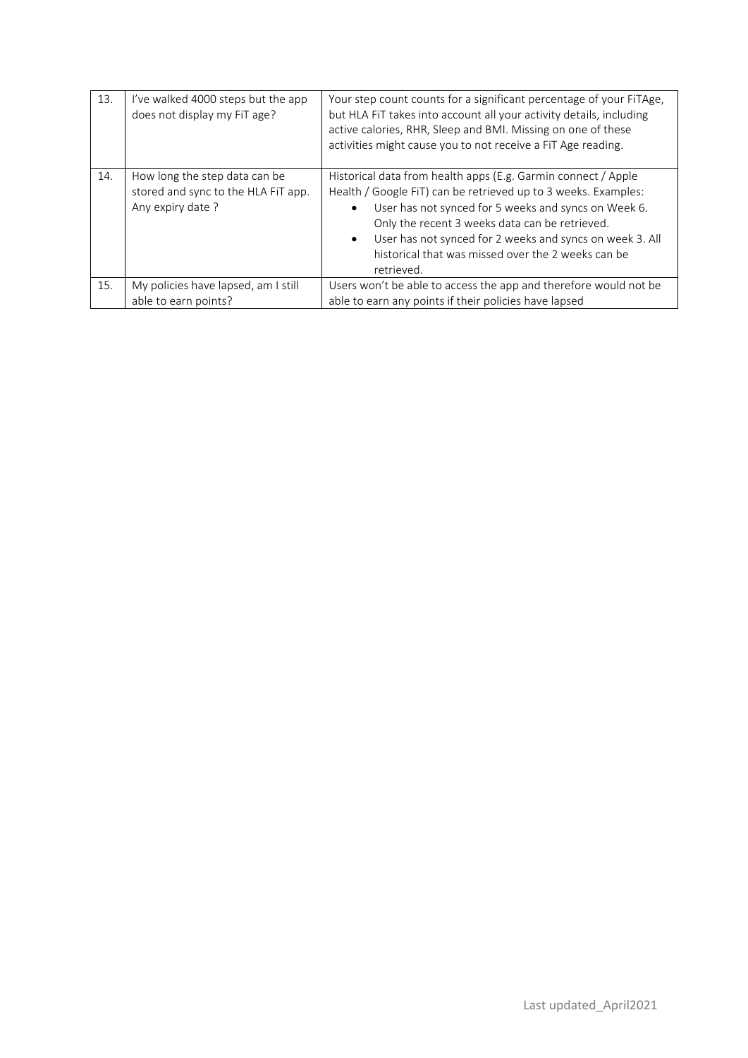| | | |
|---|---|---|
| 13. | I've walked 4000 steps but the app does not display my FiT age? | Your step count counts for a significant percentage of your FiTAge, but HLA FiT takes into account all your activity details, including active calories, RHR, Sleep and BMI. Missing on one of these activities might cause you to not receive a FiT Age reading. |
| 14. | How long the step data can be stored and sync to the HLA FiT app. Any expiry date ? | Historical data from health apps (E.g. Garmin connect / Apple Health / Google FiT) can be retrieved up to 3 weeks. Examples: <br>• User has not synced for 5 weeks and syncs on Week 6. Only the recent 3 weeks data can be retrieved. <br>• User has not synced for 2 weeks and syncs on week 3. All historical that was missed over the 2 weeks can be retrieved. |
| 15. | My policies have lapsed, am I still able to earn points? | Users won't be able to access the app and therefore would not be able to earn any points if their policies have lapsed |

Last updated_April2021